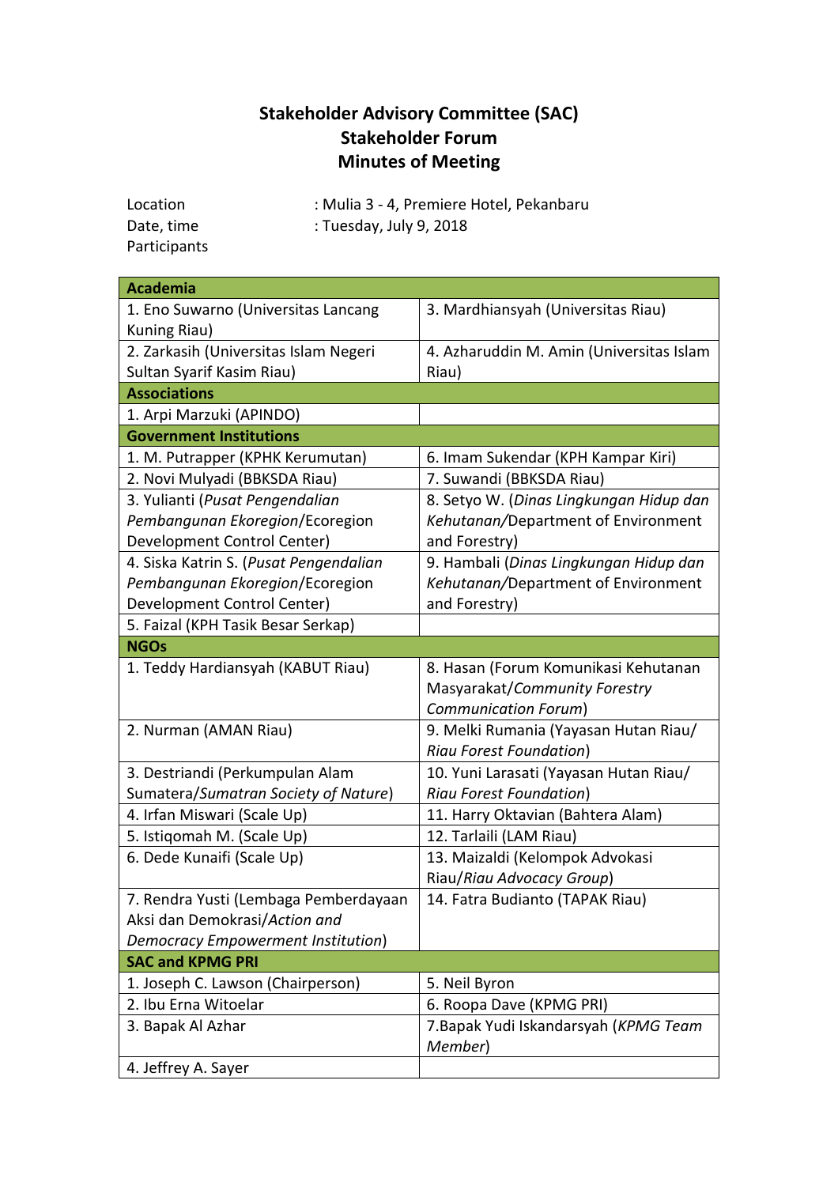# Stakeholder Advisory Committee (SAC)
# Stakeholder Forum
# Minutes of Meeting

Location : Mulia 3 - 4, Premiere Hotel, Pekanbaru
Date, time : Tuesday, July 9, 2018
Participants

| **Academia** | |
|---|---|
| 1. Eno Suwarno (Universitas Lancang Kuning Riau) | 3. Mardhiansyah (Universitas Riau) |
| 2. Zarkasih (Universitas Islam Negeri Sultan Syarif Kasim Riau) | 4. Azharuddin M. Amin (Universitas Islam Riau) |
| **Associations** | |
| 1. Arpi Marzuki (APINDO) | |
| **Government Institutions** | |
| 1. M. Putrapper (KPHK Kerumutan) | 6. Imam Sukendar (KPH Kampar Kiri) |
| 2. Novi Mulyadi (BBKSDA Riau) | 7. Suwandi (BBKSDA Riau) |
| 3. Yulianti (*Pusat Pengendalian Pembangunan Ekoregion*/Ecoregion Development Control Center) | 8. Setyo W. (*Dinas Lingkungan Hidup dan Kehutanan/*Department of Environment and Forestry) |
| 4. Siska Katrin S. (*Pusat Pengendalian Pembangunan Ekoregion*/Ecoregion Development Control Center) | 9. Hambali (*Dinas Lingkungan Hidup dan Kehutanan/*Department of Environment and Forestry) |
| 5. Faizal (KPH Tasik Besar Serkap) | |
| **NGOs** | |
| 1. Teddy Hardiansyah (KABUT Riau) | 8. Hasan (Forum Komunikasi Kehutanan Masyarakat/*Community Forestry Communication Forum*) |
| 2. Nurman (AMAN Riau) | 9. Melki Rumania (Yayasan Hutan Riau/ *Riau Forest Foundation*) |
| 3. Destriandi (Perkumpulan Alam Sumatera/*Sumatran Society of Nature*) | 10. Yuni Larasati (Yayasan Hutan Riau/ *Riau Forest Foundation*) |
| 4. Irfan Miswari (Scale Up) | 11. Harry Oktavian (Bahtera Alam) |
| 5. Istiqomah M. (Scale Up) | 12. Tarlaili (LAM Riau) |
| 6. Dede Kunaifi (Scale Up) | 13. Maizaldi (Kelompok Advokasi Riau/*Riau Advocacy Group*) |
| 7. Rendra Yusti (Lembaga Pemberdayaan Aksi dan Demokrasi/*Action and Democracy Empowerment Institution*) | 14. Fatra Budianto (TAPAK Riau) |
| **SAC and KPMG PRI** | |
| 1. Joseph C. Lawson (Chairperson) | 5. Neil Byron |
| 2. Ibu Erna Witoelar | 6. Roopa Dave (KPMG PRI) |
| 3. Bapak Al Azhar | 7.Bapak Yudi Iskandarsyah (*KPMG Team Member*) |
| 4. Jeffrey A. Sayer | |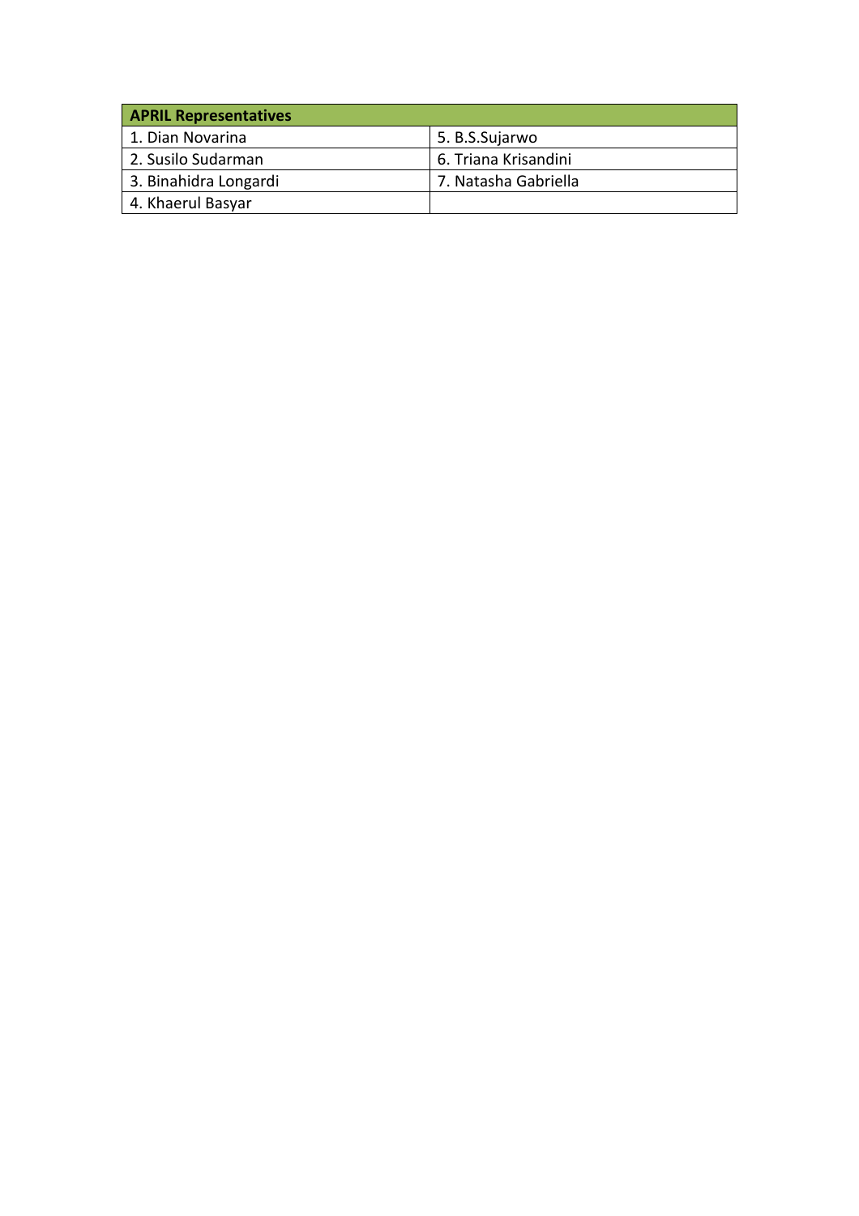| APRIL Representatives | |
|---|---|
| 1. Dian Novarina | 5. B.S.Sujarwo |
| 2. Susilo Sudarman | 6. Triana Krisandini |
| 3. Binahidra Longardi | 7. Natasha Gabriella |
| 4. Khaerul Basyar | |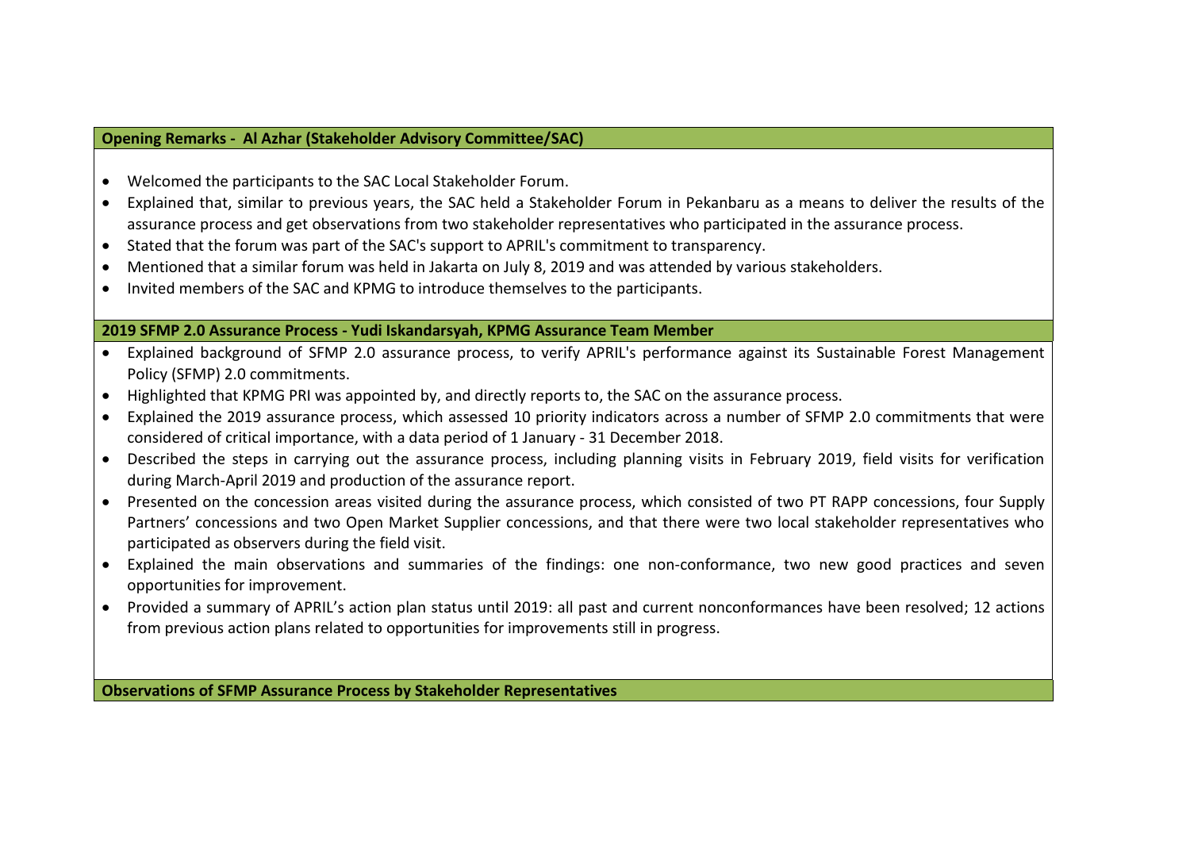**Opening Remarks - Al Azhar (Stakeholder Advisory Committee/SAC)**

- Welcomed the participants to the SAC Local Stakeholder Forum.
- Explained that, similar to previous years, the SAC held a Stakeholder Forum in Pekanbaru as a means to deliver the results of the assurance process and get observations from two stakeholder representatives who participated in the assurance process.
- Stated that the forum was part of the SAC's support to APRIL's commitment to transparency.
- Mentioned that a similar forum was held in Jakarta on July 8, 2019 and was attended by various stakeholders.
- Invited members of the SAC and KPMG to introduce themselves to the participants.

**2019 SFMP 2.0 Assurance Process - Yudi Iskandarsyah, KPMG Assurance Team Member**

- Explained background of SFMP 2.0 assurance process, to verify APRIL's performance against its Sustainable Forest Management Policy (SFMP) 2.0 commitments.
- Highlighted that KPMG PRI was appointed by, and directly reports to, the SAC on the assurance process.
- Explained the 2019 assurance process, which assessed 10 priority indicators across a number of SFMP 2.0 commitments that were considered of critical importance, with a data period of 1 January - 31 December 2018.
- Described the steps in carrying out the assurance process, including planning visits in February 2019, field visits for verification during March-April 2019 and production of the assurance report.
- Presented on the concession areas visited during the assurance process, which consisted of two PT RAPP concessions, four Supply Partners' concessions and two Open Market Supplier concessions, and that there were two local stakeholder representatives who participated as observers during the field visit.
- Explained the main observations and summaries of the findings: one non-conformance, two new good practices and seven opportunities for improvement.
- Provided a summary of APRIL's action plan status until 2019: all past and current nonconformances have been resolved; 12 actions from previous action plans related to opportunities for improvements still in progress.

**Observations of SFMP Assurance Process by Stakeholder Representatives**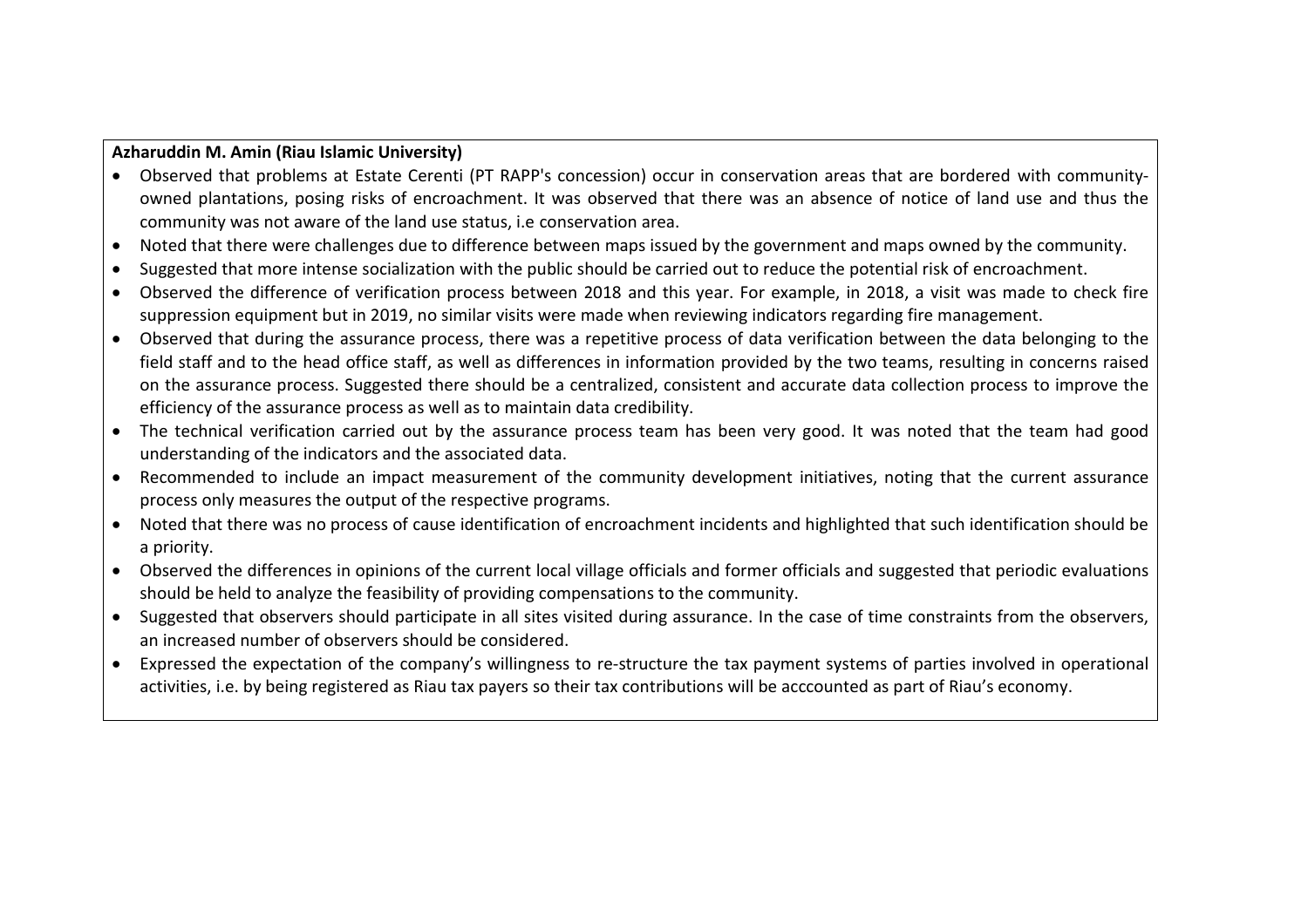**Azharuddin M. Amin (Riau Islamic University)**

- Observed that problems at Estate Cerenti (PT RAPP's concession) occur in conservation areas that are bordered with community-owned plantations, posing risks of encroachment. It was observed that there was an absence of notice of land use and thus the community was not aware of the land use status, i.e conservation area.
- Noted that there were challenges due to difference between maps issued by the government and maps owned by the community.
- Suggested that more intense socialization with the public should be carried out to reduce the potential risk of encroachment.
- Observed the difference of verification process between 2018 and this year. For example, in 2018, a visit was made to check fire suppression equipment but in 2019, no similar visits were made when reviewing indicators regarding fire management.
- Observed that during the assurance process, there was a repetitive process of data verification between the data belonging to the field staff and to the head office staff, as well as differences in information provided by the two teams, resulting in concerns raised on the assurance process. Suggested there should be a centralized, consistent and accurate data collection process to improve the efficiency of the assurance process as well as to maintain data credibility.
- The technical verification carried out by the assurance process team has been very good. It was noted that the team had good understanding of the indicators and the associated data.
- Recommended to include an impact measurement of the community development initiatives, noting that the current assurance process only measures the output of the respective programs.
- Noted that there was no process of cause identification of encroachment incidents and highlighted that such identification should be a priority.
- Observed the differences in opinions of the current local village officials and former officials and suggested that periodic evaluations should be held to analyze the feasibility of providing compensations to the community.
- Suggested that observers should participate in all sites visited during assurance. In the case of time constraints from the observers, an increased number of observers should be considered.
- Expressed the expectation of the company's willingness to re-structure the tax payment systems of parties involved in operational activities, i.e. by being registered as Riau tax payers so their tax contributions will be acccounted as part of Riau's economy.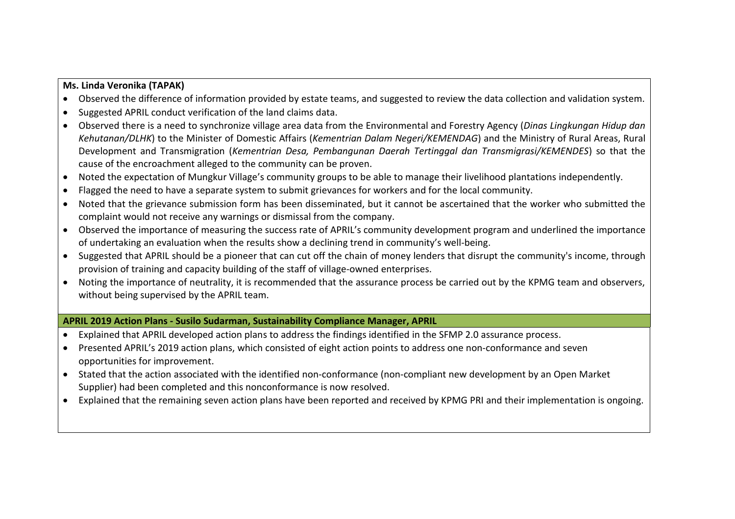**Ms. Linda Veronika (TAPAK)**

- Observed the difference of information provided by estate teams, and suggested to review the data collection and validation system.
- Suggested APRIL conduct verification of the land claims data.
- Observed there is a need to synchronize village area data from the Environmental and Forestry Agency (*Dinas Lingkungan Hidup dan Kehutanan/DLHK*) to the Minister of Domestic Affairs (*Kementrian Dalam Negeri/KEMENDAG*) and the Ministry of Rural Areas, Rural Development and Transmigration (*Kementrian Desa, Pembangunan Daerah Tertinggal dan Transmigrasi/KEMENDES*) so that the cause of the encroachment alleged to the community can be proven.
- Noted the expectation of Mungkur Village's community groups to be able to manage their livelihood plantations independently.
- Flagged the need to have a separate system to submit grievances for workers and for the local community.
- Noted that the grievance submission form has been disseminated, but it cannot be ascertained that the worker who submitted the complaint would not receive any warnings or dismissal from the company.
- Observed the importance of measuring the success rate of APRIL's community development program and underlined the importance of undertaking an evaluation when the results show a declining trend in community's well-being.
- Suggested that APRIL should be a pioneer that can cut off the chain of money lenders that disrupt the community's income, through provision of training and capacity building of the staff of village-owned enterprises.
- Noting the importance of neutrality, it is recommended that the assurance process be carried out by the KPMG team and observers, without being supervised by the APRIL team.

**APRIL 2019 Action Plans - Susilo Sudarman, Sustainability Compliance Manager, APRIL**

- Explained that APRIL developed action plans to address the findings identified in the SFMP 2.0 assurance process.
- Presented APRIL's 2019 action plans, which consisted of eight action points to address one non-conformance and seven opportunities for improvement.
- Stated that the action associated with the identified non-conformance (non-compliant new development by an Open Market Supplier) had been completed and this nonconformance is now resolved.
- Explained that the remaining seven action plans have been reported and received by KPMG PRI and their implementation is ongoing.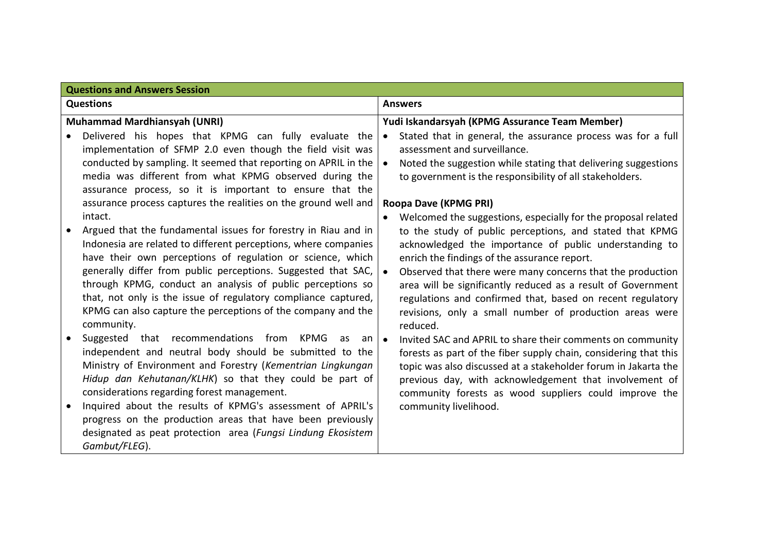| Questions and Answers Session | |
|---|---|
| **Questions** | **Answers** |
| **Muhammad Mardhiansyah (UNRI)**<br>• Delivered his hopes that KPMG can fully evaluate the implementation of SFMP 2.0 even though the field visit was conducted by sampling. It seemed that reporting on APRIL in the media was different from what KPMG observed during the assurance process, so it is important to ensure that the assurance process captures the realities on the ground well and intact.<br>• Argued that the fundamental issues for forestry in Riau and in Indonesia are related to different perceptions, where companies have their own perceptions of regulation or science, which generally differ from public perceptions. Suggested that SAC, through KPMG, conduct an analysis of public perceptions so that, not only is the issue of regulatory compliance captured, KPMG can also capture the perceptions of the company and the community.<br>• Suggested that recommendations from KPMG as an independent and neutral body should be submitted to the Ministry of Environment and Forestry (*Kementrian Lingkungan Hidup dan Kehutanan/KLHK*) so that they could be part of considerations regarding forest management.<br>• Inquired about the results of KPMG's assessment of APRIL's progress on the production areas that have been previously designated as peat protection area (*Fungsi Lindung Ekosistem Gambut/FLEG*). | **Yudi Iskandarsyah (KPMG Assurance Team Member)**<br>• Stated that in general, the assurance process was for a full assessment and surveillance.<br>• Noted the suggestion while stating that delivering suggestions to government is the responsibility of all stakeholders.<br><br>**Roopa Dave (KPMG PRI)**<br>• Welcomed the suggestions, especially for the proposal related to the study of public perceptions, and stated that KPMG acknowledged the importance of public understanding to enrich the findings of the assurance report.<br>• Observed that there were many concerns that the production area will be significantly reduced as a result of Government regulations and confirmed that, based on recent regulatory revisions, only a small number of production areas were reduced.<br>• Invited SAC and APRIL to share their comments on community forests as part of the fiber supply chain, considering that this topic was also discussed at a stakeholder forum in Jakarta the previous day, with acknowledgement that involvement of community forests as wood suppliers could improve the community livelihood. |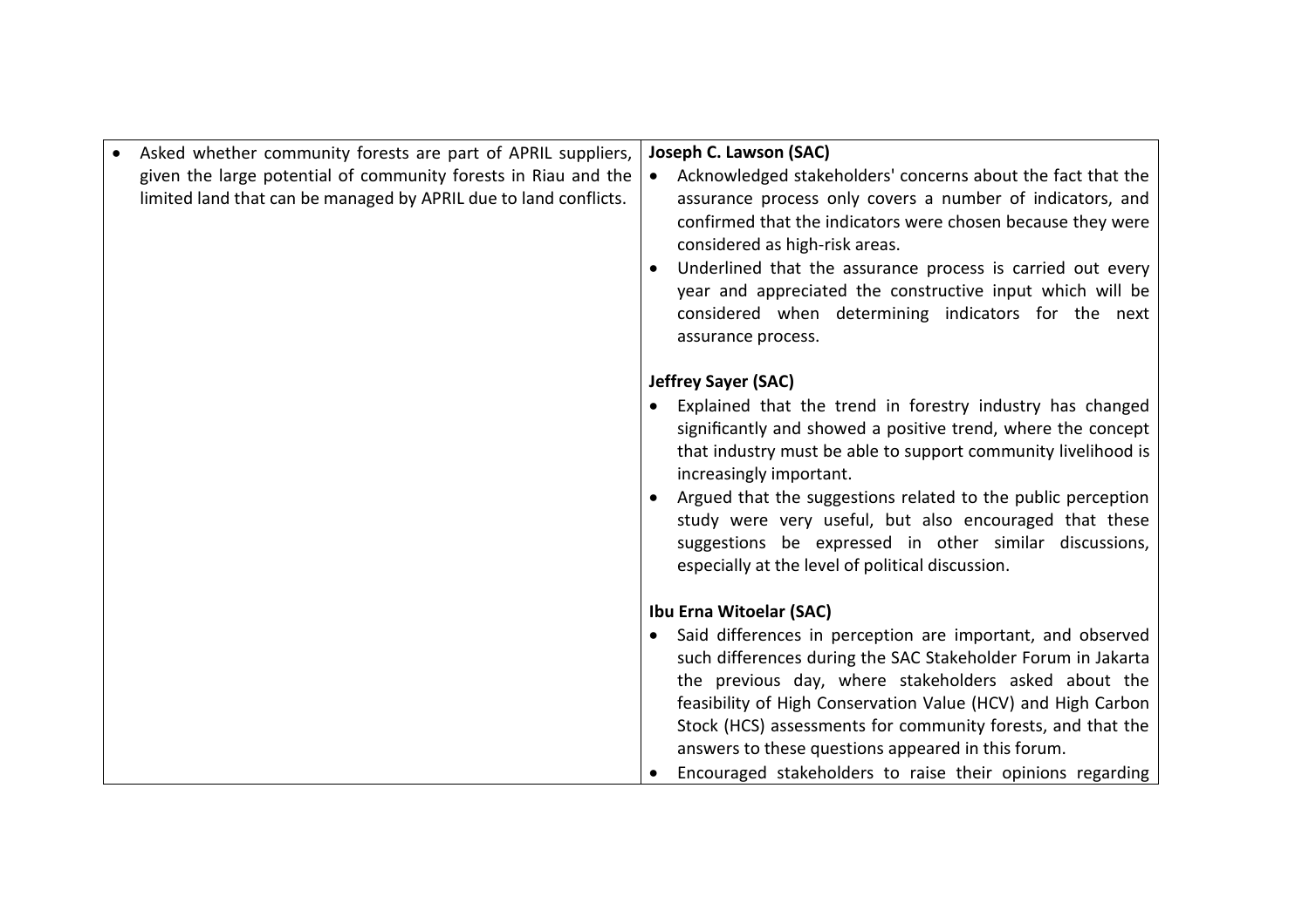| | |
|---|---|
| • Asked whether community forests are part of APRIL suppliers, given the large potential of community forests in Riau and the limited land that can be managed by APRIL due to land conflicts. | **Joseph C. Lawson (SAC)**<br>• Acknowledged stakeholders' concerns about the fact that the assurance process only covers a number of indicators, and confirmed that the indicators were chosen because they were considered as high-risk areas.<br>• Underlined that the assurance process is carried out every year and appreciated the constructive input which will be considered when determining indicators for the next assurance process.<br><br>**Jeffrey Sayer (SAC)**<br>• Explained that the trend in forestry industry has changed significantly and showed a positive trend, where the concept that industry must be able to support community livelihood is increasingly important.<br>• Argued that the suggestions related to the public perception study were very useful, but also encouraged that these suggestions be expressed in other similar discussions, especially at the level of political discussion.<br><br>**Ibu Erna Witoelar (SAC)**<br>• Said differences in perception are important, and observed such differences during the SAC Stakeholder Forum in Jakarta the previous day, where stakeholders asked about the feasibility of High Conservation Value (HCV) and High Carbon Stock (HCS) assessments for community forests, and that the answers to these questions appeared in this forum.<br>• Encouraged stakeholders to raise their opinions regarding |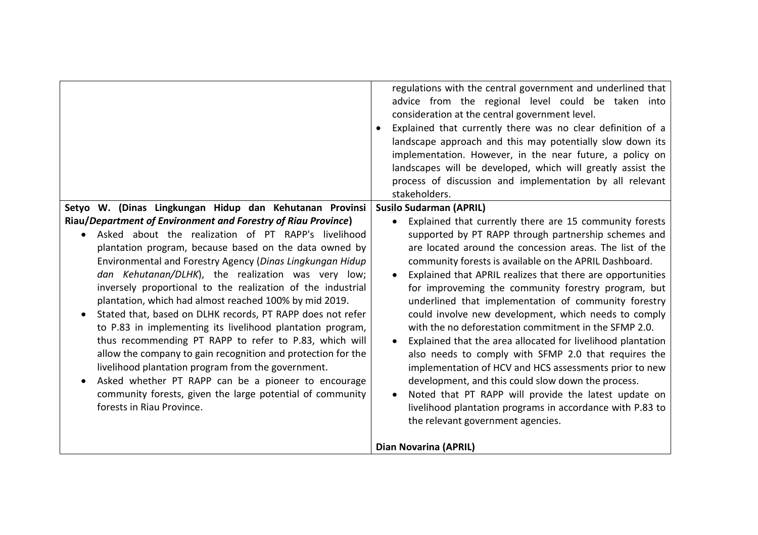| | |
|---|---|
| | regulations with the central government and underlined that advice from the regional level could be taken into consideration at the central government level.<br>• Explained that currently there was no clear definition of a landscape approach and this may potentially slow down its implementation. However, in the near future, a policy on landscapes will be developed, which will greatly assist the process of discussion and implementation by all relevant stakeholders. |
| **Setyo W. (Dinas Lingkungan Hidup dan Kehutanan Provinsi Riau/*Department of Environment and Forestry of Riau Province*)**<br>• Asked about the realization of PT RAPP's livelihood plantation program, because based on the data owned by Environmental and Forestry Agency (*Dinas Lingkungan Hidup dan Kehutanan/DLHK*), the realization was very low; inversely proportional to the realization of the industrial plantation, which had almost reached 100% by mid 2019.<br>• Stated that, based on DLHK records, PT RAPP does not refer to P.83 in implementing its livelihood plantation program, thus recommending PT RAPP to refer to P.83, which will allow the company to gain recognition and protection for the livelihood plantation program from the government.<br>• Asked whether PT RAPP can be a pioneer to encourage community forests, given the large potential of community forests in Riau Province. | **Susilo Sudarman (APRIL)**<br>• Explained that currently there are 15 community forests supported by PT RAPP through partnership schemes and are located around the concession areas. The list of the community forests is available on the APRIL Dashboard.<br>• Explained that APRIL realizes that there are opportunities for improveming the community forestry program, but underlined that implementation of community forestry could involve new development, which needs to comply with the no deforestation commitment in the SFMP 2.0.<br>• Explained that the area allocated for livelihood plantation also needs to comply with SFMP 2.0 that requires the implementation of HCV and HCS assessments prior to new development, and this could slow down the process.<br>• Noted that PT RAPP will provide the latest update on livelihood plantation programs in accordance with P.83 to the relevant government agencies.<br><br>**Dian Novarina (APRIL)** |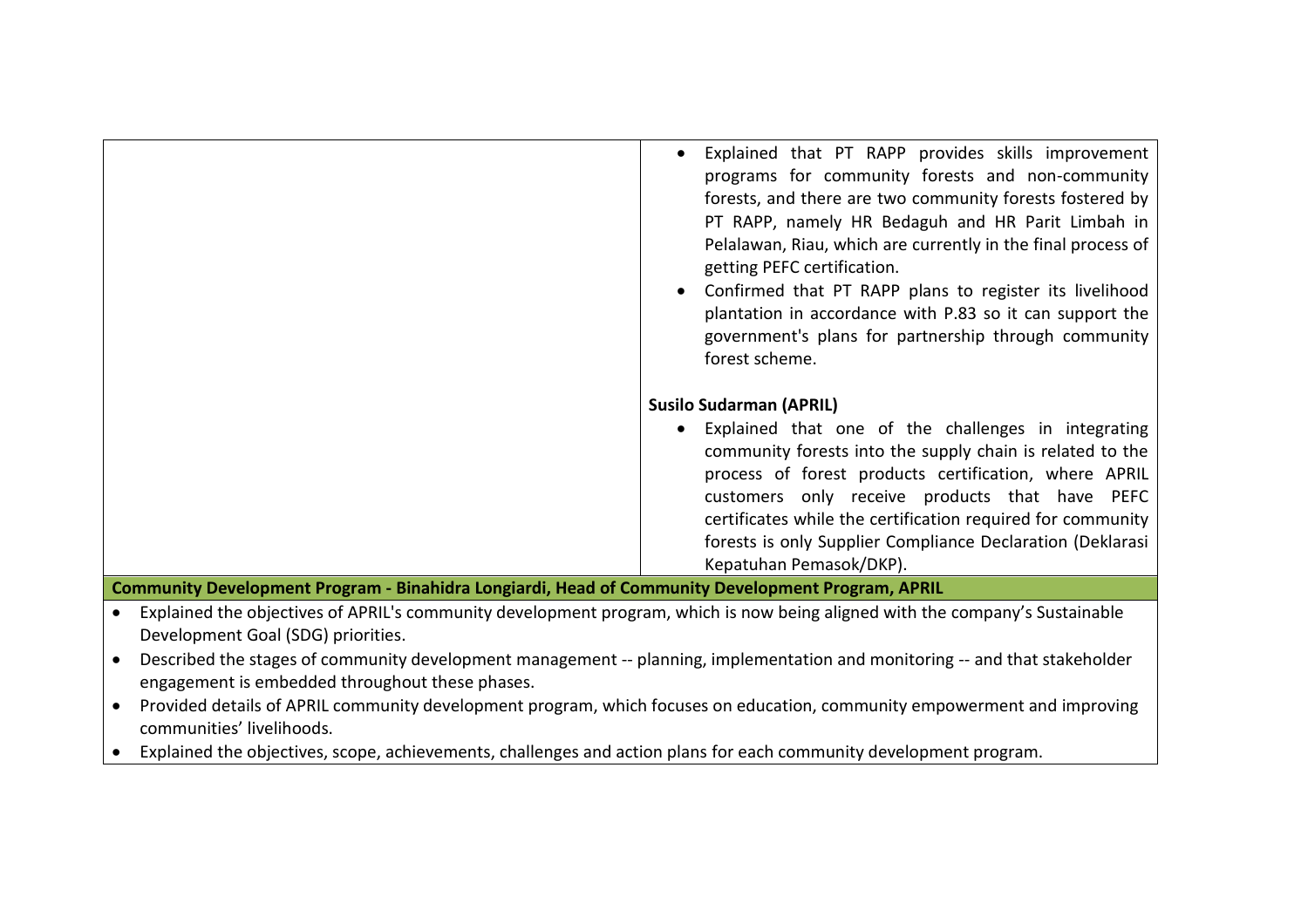| | |
|---|---|
| | • Explained that PT RAPP provides skills improvement programs for community forests and non-community forests, and there are two community forests fostered by PT RAPP, namely HR Bedaguh and HR Parit Limbah in Pelalawan, Riau, which are currently in the final process of getting PEFC certification.<br>• Confirmed that PT RAPP plans to register its livelihood plantation in accordance with P.83 so it can support the government's plans for partnership through community forest scheme.<br><br>**Susilo Sudarman (APRIL)**<br>• Explained that one of the challenges in integrating community forests into the supply chain is related to the process of forest products certification, where APRIL customers only receive products that have PEFC certificates while the certification required for community forests is only Supplier Compliance Declaration (Deklarasi Kepatuhan Pemasok/DKP). |
| **Community Development Program - Binahidra Longiardi, Head of Community Development Program, APRIL** | |
| • Explained the objectives of APRIL's community development program, which is now being aligned with the company's Sustainable Development Goal (SDG) priorities.<br>• Described the stages of community development management -- planning, implementation and monitoring -- and that stakeholder engagement is embedded throughout these phases.<br>• Provided details of APRIL community development program, which focuses on education, community empowerment and improving communities' livelihoods.<br>• Explained the objectives, scope, achievements, challenges and action plans for each community development program. | |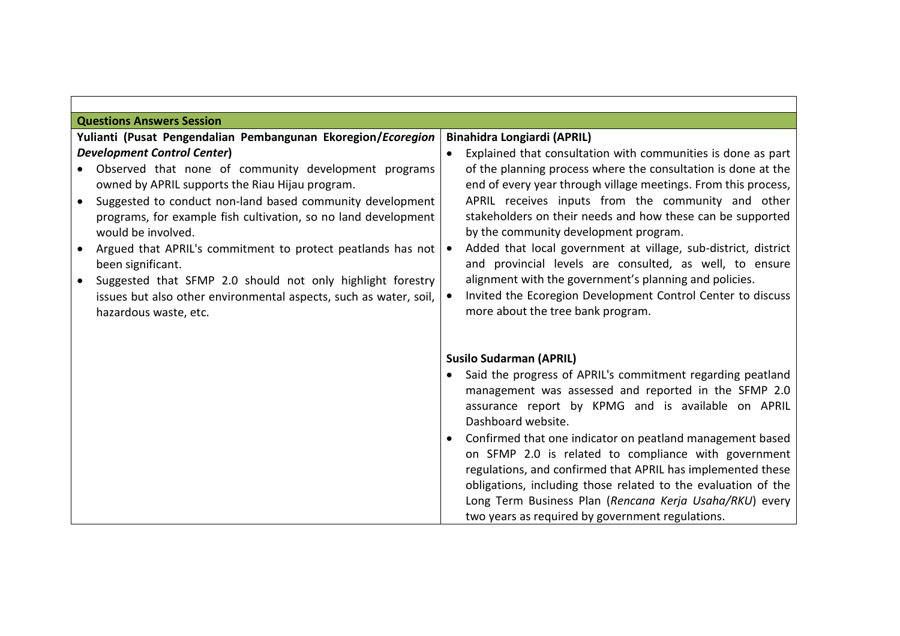| Questions Answers Session | |
|---|---|
| **Yulianti (Pusat Pengendalian Pembangunan Ekoregion/*Ecoregion Development Control Center*)**<br>• Observed that none of community development programs owned by APRIL supports the Riau Hijau program.<br>• Suggested to conduct non-land based community development programs, for example fish cultivation, so no land development would be involved.<br>• Argued that APRIL's commitment to protect peatlands has not been significant.<br>• Suggested that SFMP 2.0 should not only highlight forestry issues but also other environmental aspects, such as water, soil, hazardous waste, etc. | **Binahidra Longiardi (APRIL)**<br>• Explained that consultation with communities is done as part of the planning process where the consultation is done at the end of every year through village meetings. From this process, APRIL receives inputs from the community and other stakeholders on their needs and how these can be supported by the community development program.<br>• Added that local government at village, sub-district, district and provincial levels are consulted, as well, to ensure alignment with the government's planning and policies.<br>• Invited the Ecoregion Development Control Center to discuss more about the tree bank program.<br><br>**Susilo Sudarman (APRIL)**<br>• Said the progress of APRIL's commitment regarding peatland management was assessed and reported in the SFMP 2.0 assurance report by KPMG and is available on APRIL Dashboard website.<br>• Confirmed that one indicator on peatland management based on SFMP 2.0 is related to compliance with government regulations, and confirmed that APRIL has implemented these obligations, including those related to the evaluation of the Long Term Business Plan (*Rencana Kerja Usaha/RKU*) every two years as required by government regulations. |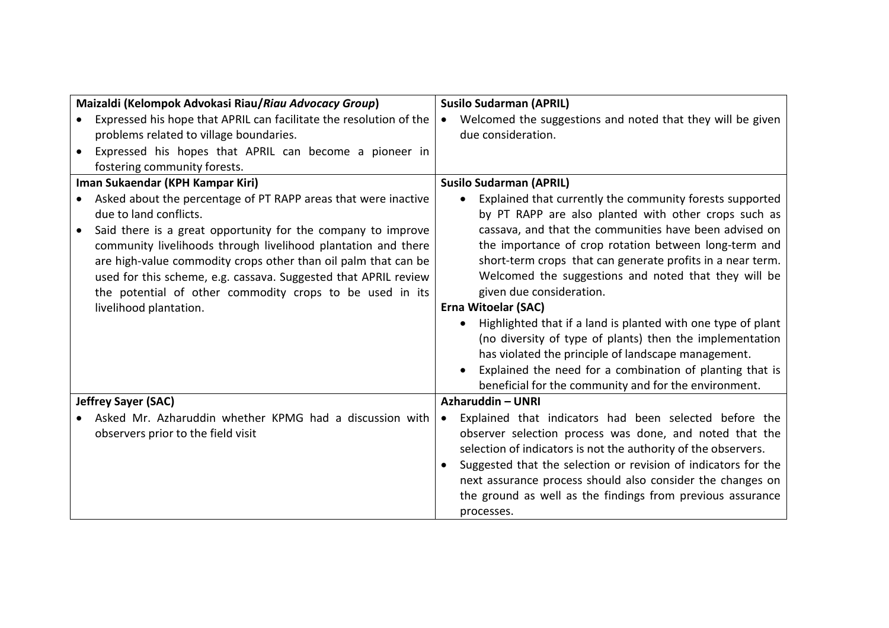| **Maizaldi (Kelompok Advokasi Riau/*Riau Advocacy Group*)**<br>• Expressed his hope that APRIL can facilitate the resolution of the problems related to village boundaries.<br>• Expressed his hopes that APRIL can become a pioneer in fostering community forests. | **Susilo Sudarman (APRIL)**<br>• Welcomed the suggestions and noted that they will be given due consideration. |
|---|---|
| **Iman Sukaendar (KPH Kampar Kiri)**<br>• Asked about the percentage of PT RAPP areas that were inactive due to land conflicts.<br>• Said there is a great opportunity for the company to improve community livelihoods through livelihood plantation and there are high-value commodity crops other than oil palm that can be used for this scheme, e.g. cassava. Suggested that APRIL review the potential of other commodity crops to be used in its livelihood plantation. | **Susilo Sudarman (APRIL)**<br>• Explained that currently the community forests supported by PT RAPP are also planted with other crops such as cassava, and that the communities have been advised on the importance of crop rotation between long-term and short-term crops that can generate profits in a near term. Welcomed the suggestions and noted that they will be given due consideration.<br>**Erna Witoelar (SAC)**<br>• Highlighted that if a land is planted with one type of plant (no diversity of type of plants) then the implementation has violated the principle of landscape management.<br>• Explained the need for a combination of planting that is beneficial for the community and for the environment. |
| **Jeffrey Sayer (SAC)**<br>• Asked Mr. Azharuddin whether KPMG had a discussion with observers prior to the field visit | **Azharuddin – UNRI**<br>• Explained that indicators had been selected before the observer selection process was done, and noted that the selection of indicators is not the authority of the observers.<br>• Suggested that the selection or revision of indicators for the next assurance process should also consider the changes on the ground as well as the findings from previous assurance processes. |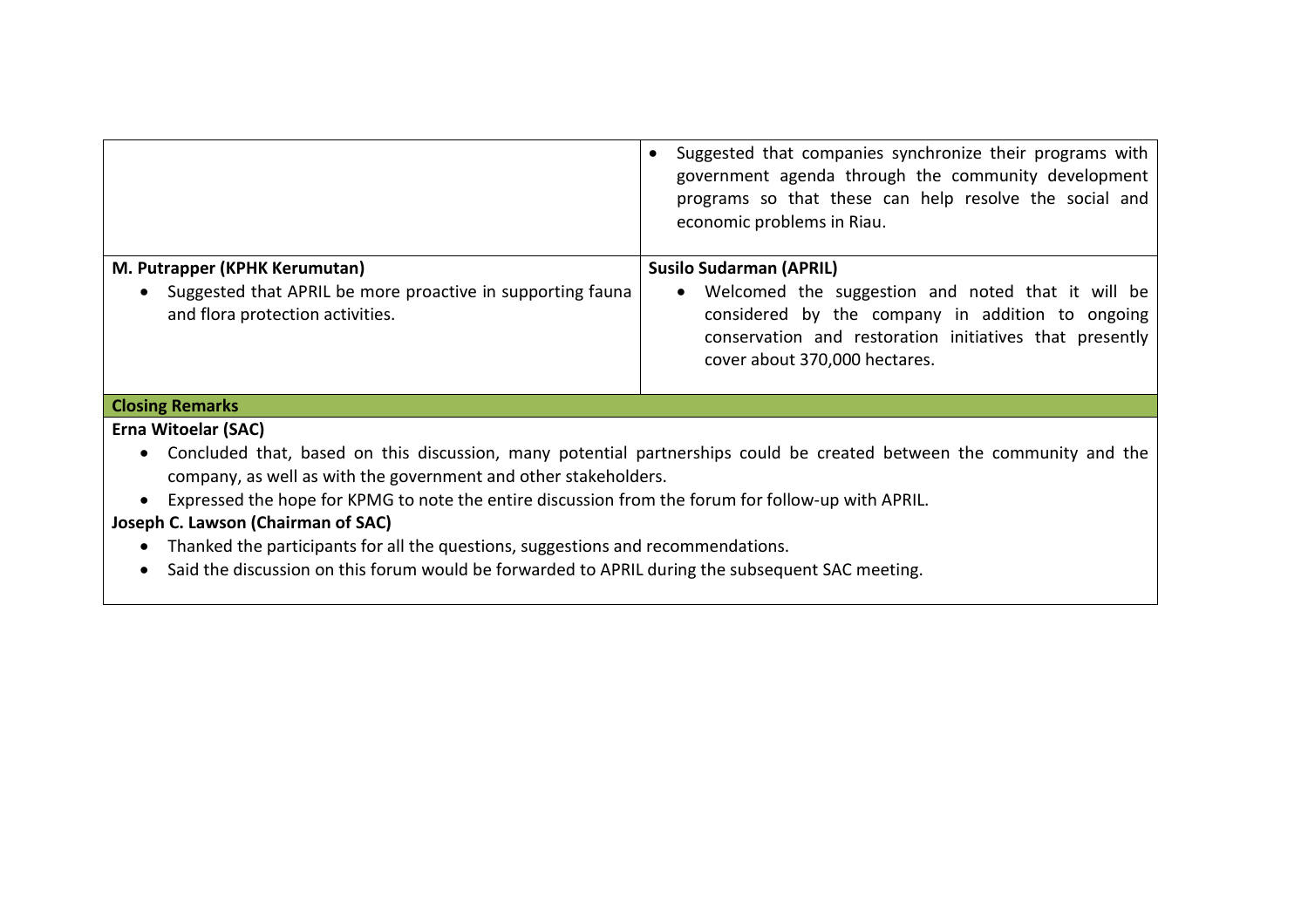| | |
|---|---|
| | • Suggested that companies synchronize their programs with government agenda through the community development programs so that these can help resolve the social and economic problems in Riau. |
| **M. Putrapper (KPHK Kerumutan)**<br>• Suggested that APRIL be more proactive in supporting fauna and flora protection activities. | **Susilo Sudarman (APRIL)**<br>• Welcomed the suggestion and noted that it will be considered by the company in addition to ongoing conservation and restoration initiatives that presently cover about 370,000 hectares. |

**Closing Remarks**

**Erna Witoelar (SAC)**

- Concluded that, based on this discussion, many potential partnerships could be created between the community and the company, as well as with the government and other stakeholders.
- Expressed the hope for KPMG to note the entire discussion from the forum for follow-up with APRIL.

**Joseph C. Lawson (Chairman of SAC)**

- Thanked the participants for all the questions, suggestions and recommendations.
- Said the discussion on this forum would be forwarded to APRIL during the subsequent SAC meeting.